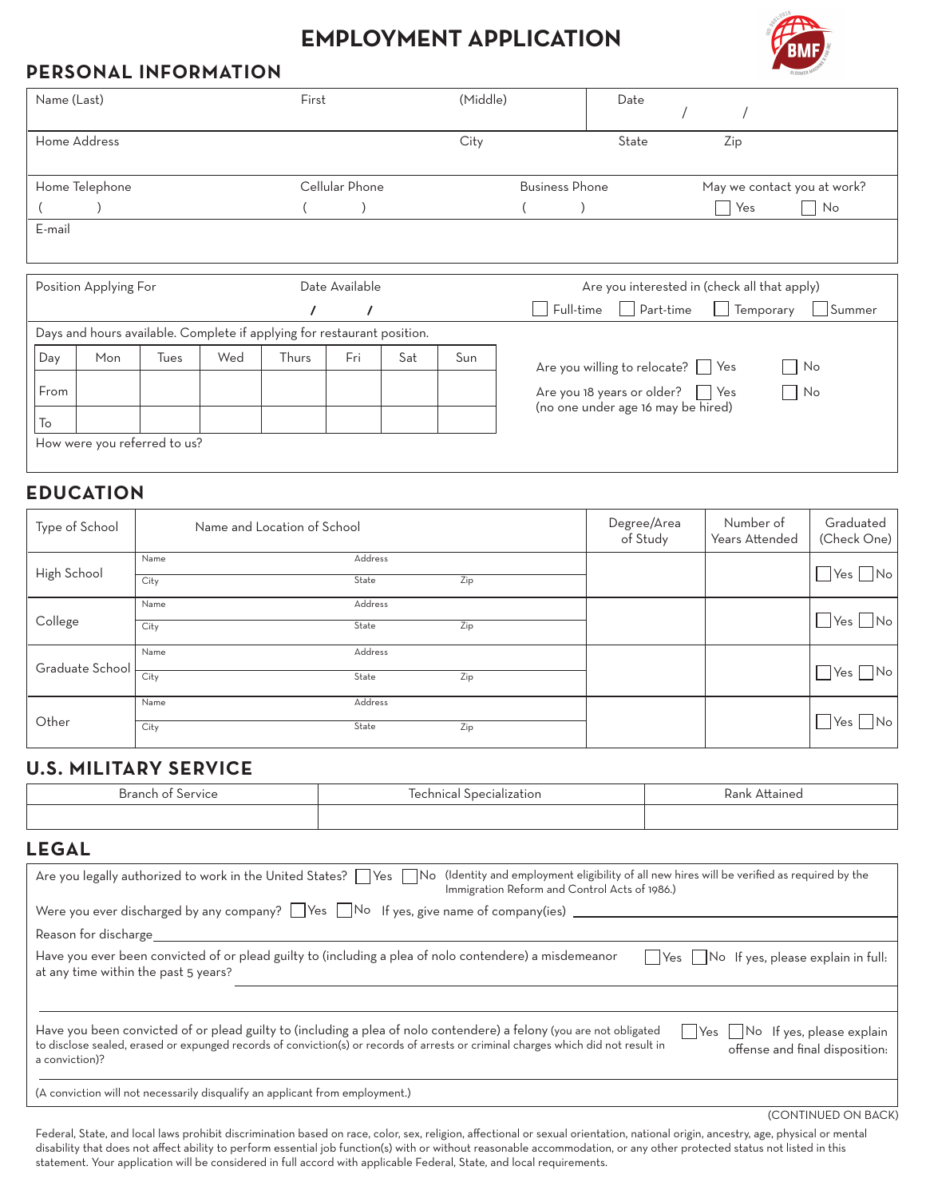# EMPLOYMENT APPLICATION

## PERSONAL INFORMATION

| Name (Last) | First | (Middle) | Date / / |
|---|---|---|---|
| Home Address | City | State | Zip |
| Home Telephone ( ) | Cellular Phone ( ) | Business Phone ( ) | May we contact you at work? ☐ Yes ☐ No |
| E-mail | | | |

Position Applying For

Date Available / /

Are you interested in (check all that apply) ☐ Full-time ☐ Part-time ☐ Temporary ☐ Summer

Days and hours available. Complete if applying for restaurant position.

| Day | Mon | Tues | Wed | Thurs | Fri | Sat | Sun |
|---|---|---|---|---|---|---|---|
| From | | | | | | | |
| To | | | | | | | |

Are you willing to relocate? ☐ Yes ☐ No

Are you 18 years or older? ☐ Yes ☐ No
(no one under age 16 may be hired)

How were you referred to us?

## EDUCATION

| Type of School | Name and Location of School | Degree/Area of Study | Number of Years Attended | Graduated (Check One) |
|---|---|---|---|---|
| High School | Name / Address / City / State / Zip | | | ☐ Yes ☐ No |
| College | Name / Address / City / State / Zip | | | ☐ Yes ☐ No |
| Graduate School | Name / Address / City / State / Zip | | | ☐ Yes ☐ No |
| Other | Name / Address / City / State / Zip | | | ☐ Yes ☐ No |

## U.S. MILITARY SERVICE

| Branch of Service | Technical Specialization | Rank Attained |
|---|---|---|
| | | |

## LEGAL

Are you legally authorized to work in the United States? ☐ Yes ☐ No (Identity and employment eligibility of all new hires will be verified as required by the Immigration Reform and Control Acts of 1986.)

Were you ever discharged by any company? ☐ Yes ☐ No If yes, give name of company(ies) ____________

Reason for discharge ____________

Have you ever been convicted of or plead guilty to (including a plea of nolo contendere) a misdemeanor at any time within the past 5 years? ☐ Yes ☐ No If yes, please explain in full: ____________

Have you been convicted of or plead guilty to (including a plea of nolo contendere) a felony (you are not obligated to disclose sealed, erased or expunged records of conviction(s) or records of arrests or criminal charges which did not result in a conviction)? ☐ Yes ☐ No If yes, please explain offense and final disposition:

(A conviction will not necessarily disqualify an applicant from employment.)

(CONTINUED ON BACK)

Federal, State, and local laws prohibit discrimination based on race, color, sex, religion, affectional or sexual orientation, national origin, ancestry, age, physical or mental disability that does not affect ability to perform essential job function(s) with or without reasonable accommodation, or any other protected status not listed in this statement. Your application will be considered in full accord with applicable Federal, State, and local requirements.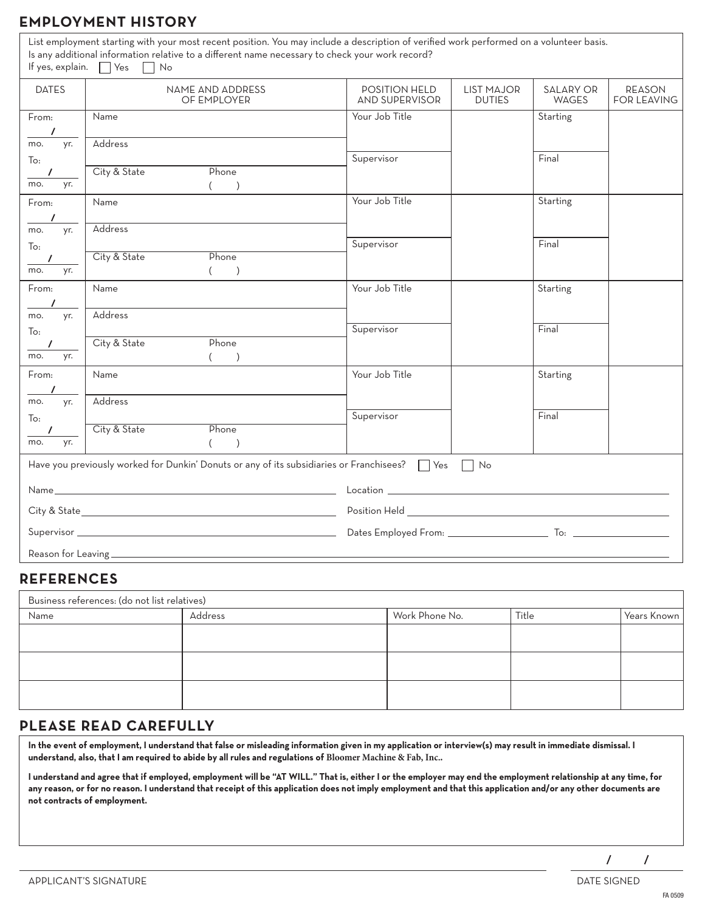## EMPLOYMENT HISTORY

List employment starting with your most recent position. You may include a description of verified work performed on a volunteer basis.
Is any additional information relative to a different name necessary to check your work record?
If yes, explain. ☐ Yes ☐ No

| DATES | NAME AND ADDRESS OF EMPLOYER | POSITION HELD AND SUPERVISOR | LIST MAJOR DUTIES | SALARY OR WAGES | REASON FOR LEAVING |
|---|---|---|---|---|---|
| From: / mo. yr. To: / mo. yr. | Name<br>Address<br>City & State Phone ( ) | Your Job Title<br>Supervisor | | Starting<br>Final | |
| From: / mo. yr. To: / mo. yr. | Name<br>Address<br>City & State Phone ( ) | Your Job Title<br>Supervisor | | Starting<br>Final | |
| From: / mo. yr. To: / mo. yr. | Name<br>Address<br>City & State Phone ( ) | Your Job Title<br>Supervisor | | Starting<br>Final | |
| From: / mo. yr. To: / mo. yr. | Name<br>Address<br>City & State Phone ( ) | Your Job Title<br>Supervisor | | Starting<br>Final | |

Have you previously worked for Dunkin' Donuts or any of its subsidiaries or Franchisees? ☐ Yes ☐ No

Name\_\_\_\_\_\_\_\_\_\_\_\_\_\_\_\_ Location \_\_\_\_\_\_\_\_\_\_\_\_\_\_\_\_

City & State\_\_\_\_\_\_\_\_\_\_\_\_\_\_\_\_ Position Held \_\_\_\_\_\_\_\_\_\_\_\_\_\_\_\_

Supervisor \_\_\_\_\_\_\_\_\_\_\_\_\_\_\_\_ Dates Employed From: \_\_\_\_\_\_\_\_\_\_ To: \_\_\_\_\_\_\_\_\_\_

Reason for Leaving \_\_\_\_\_\_\_\_\_\_\_\_\_\_\_\_

## REFERENCES

Business references: (do not list relatives)

| Name | Address | Work Phone No. | Title | Years Known |
|---|---|---|---|---|
| | | | | |
| | | | | |
| | | | | |

## PLEASE READ CAREFULLY

**In the event of employment, I understand that false or misleading information given in my application or interview(s) may result in immediate dismissal. I understand, also, that I am required to abide by all rules and regulations of Bloomer Machine & Fab, Inc..**

**I understand and agree that if employed, employment will be "AT WILL." That is, either I or the employer may end the employment relationship at any time, for any reason, or for no reason. I understand that receipt of this application does not imply employment and that this application and/or any other documents are not contracts of employment.**

\_\_\_\_\_\_\_\_\_\_\_\_\_\_\_\_\_\_\_\_\_\_\_\_ &nbsp;&nbsp;&nbsp; / /

APPLICANT'S SIGNATURE &nbsp;&nbsp;&nbsp; DATE SIGNED

FA 0509